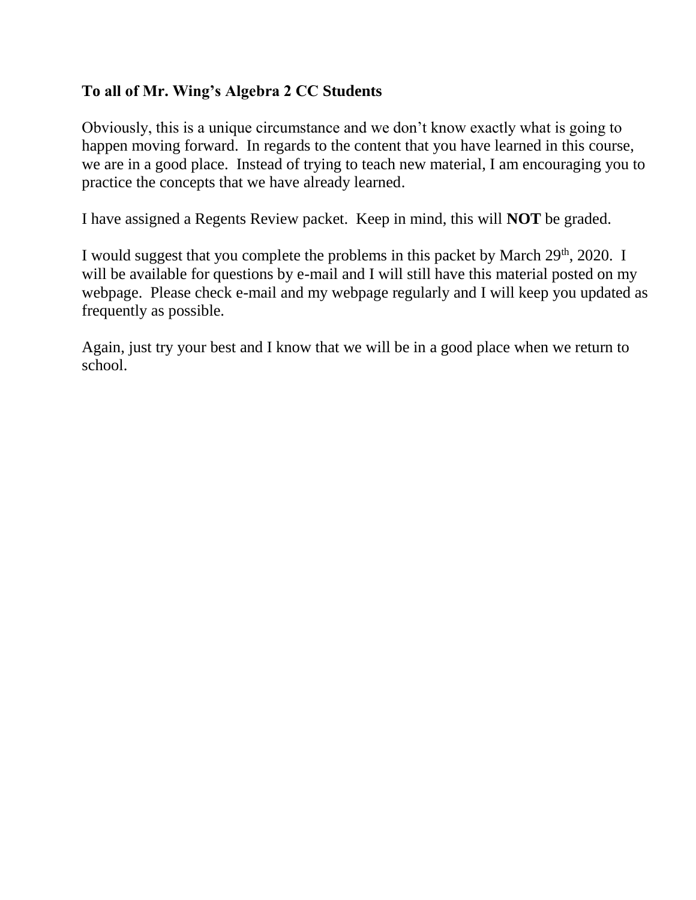**To all of Mr. Wing's Algebra 2 CC Students**

Obviously, this is a unique circumstance and we don't know exactly what is going to happen moving forward. In regards to the content that you have learned in this course, we are in a good place. Instead of trying to teach new material, I am encouraging you to practice the concepts that we have already learned.

I have assigned a Regents Review packet. Keep in mind, this will **NOT** be graded.

I would suggest that you complete the problems in this packet by March 29th, 2020. I will be available for questions by e-mail and I will still have this material posted on my webpage. Please check e-mail and my webpage regularly and I will keep you updated as frequently as possible.

Again, just try your best and I know that we will be in a good place when we return to school.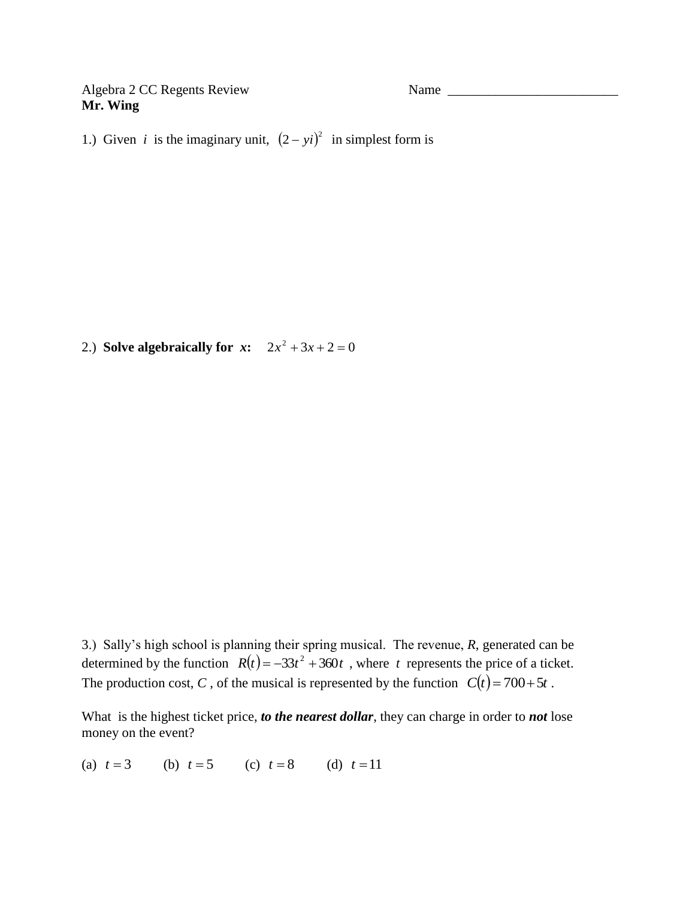Algebra 2 CC Regents Review

Name ___________________________

**Mr. Wing**

1.) Given $i$ is the imaginary unit, $(2 - yi)^2$ in simplest form is

2.) **Solve algebraically for $x$:** $2x^2 + 3x + 2 = 0$

3.) Sally's high school is planning their spring musical. The revenue, *R*, generated can be determined by the function $R(t) = -33t^2 + 360t$ , where $t$ represents the price of a ticket. The production cost, *C* , of the musical is represented by the function $C(t) = 700 + 5t$ .

What is the highest ticket price, ***to the nearest dollar***, they can charge in order to ***not*** lose money on the event?

(a) $t = 3$ (b) $t = 5$ (c) $t = 8$ (d) $t = 11$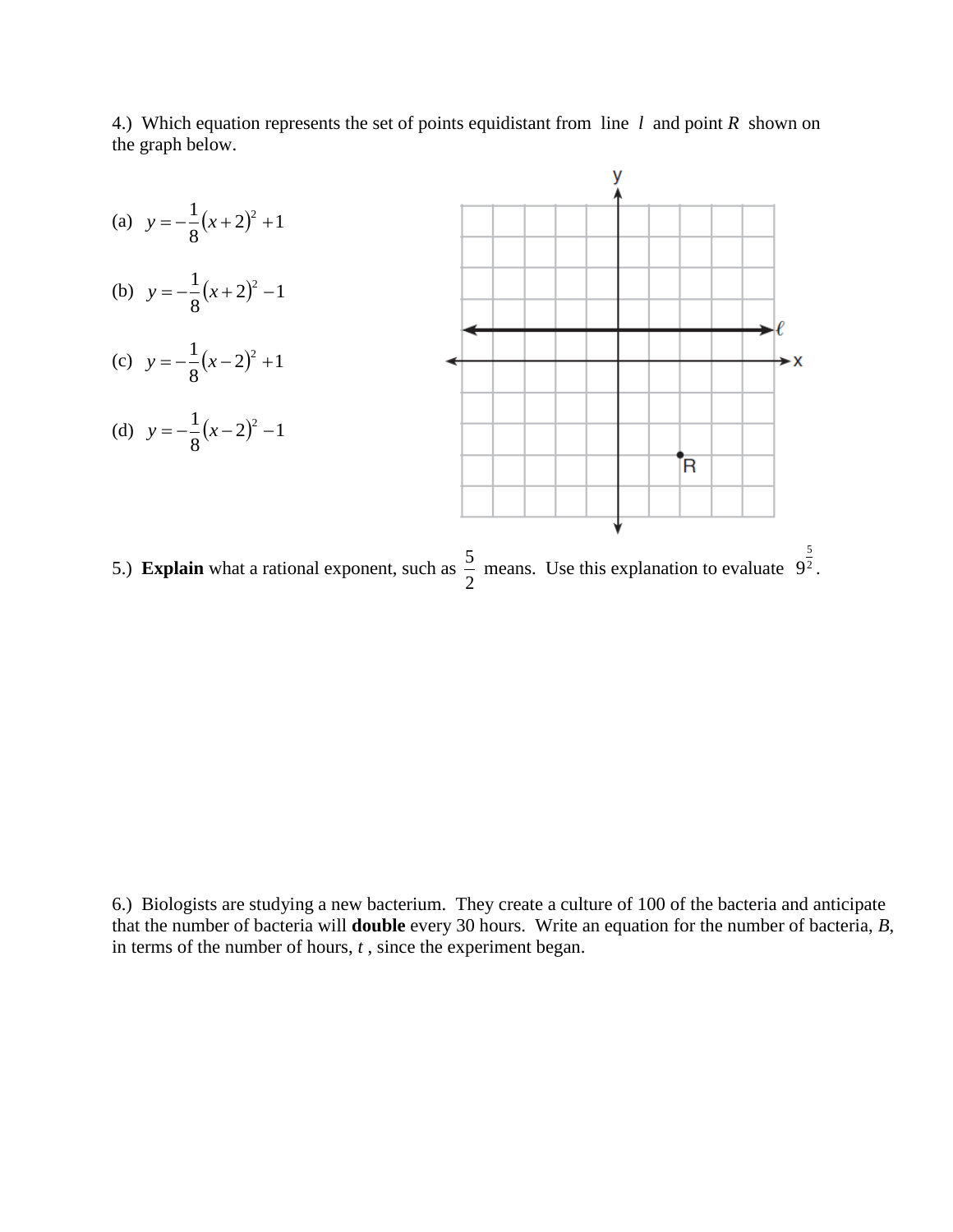4.) Which equation represents the set of points equidistant from line $l$ and point $R$ shown on the graph below.

(a) $y = -\frac{1}{8}(x+2)^2 + 1$

(b) $y = -\frac{1}{8}(x+2)^2 - 1$

(c) $y = -\frac{1}{8}(x-2)^2 + 1$

(d) $y = -\frac{1}{8}(x-2)^2 - 1$

5.) **Explain** what a rational exponent, such as $\frac{5}{2}$ means. Use this explanation to evaluate $9^{\frac{5}{2}}$.

6.) Biologists are studying a new bacterium. They create a culture of 100 of the bacteria and anticipate that the number of bacteria will **double** every 30 hours. Write an equation for the number of bacteria, $B$, in terms of the number of hours, $t$, since the experiment began.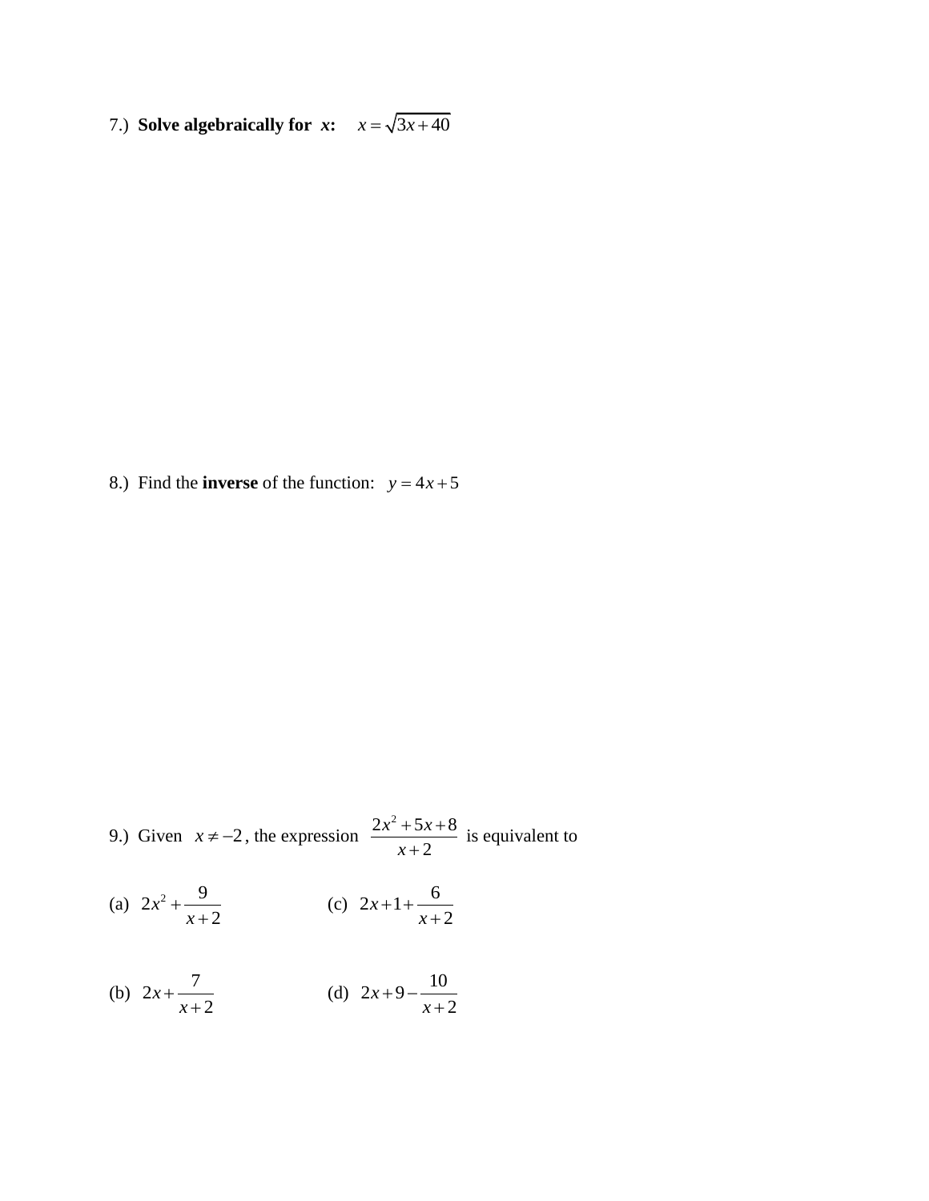7.) **Solve algebraically for** ***x*****:** $x = \sqrt{3x+40}$

8.) Find the **inverse** of the function: $y = 4x + 5$

9.) Given $x \neq -2$, the expression $\dfrac{2x^2+5x+8}{x+2}$ is equivalent to

(a) $2x^2 + \dfrac{9}{x+2}$

(b) $2x + \dfrac{7}{x+2}$

(c) $2x + 1 + \dfrac{6}{x+2}$

(d) $2x + 9 - \dfrac{10}{x+2}$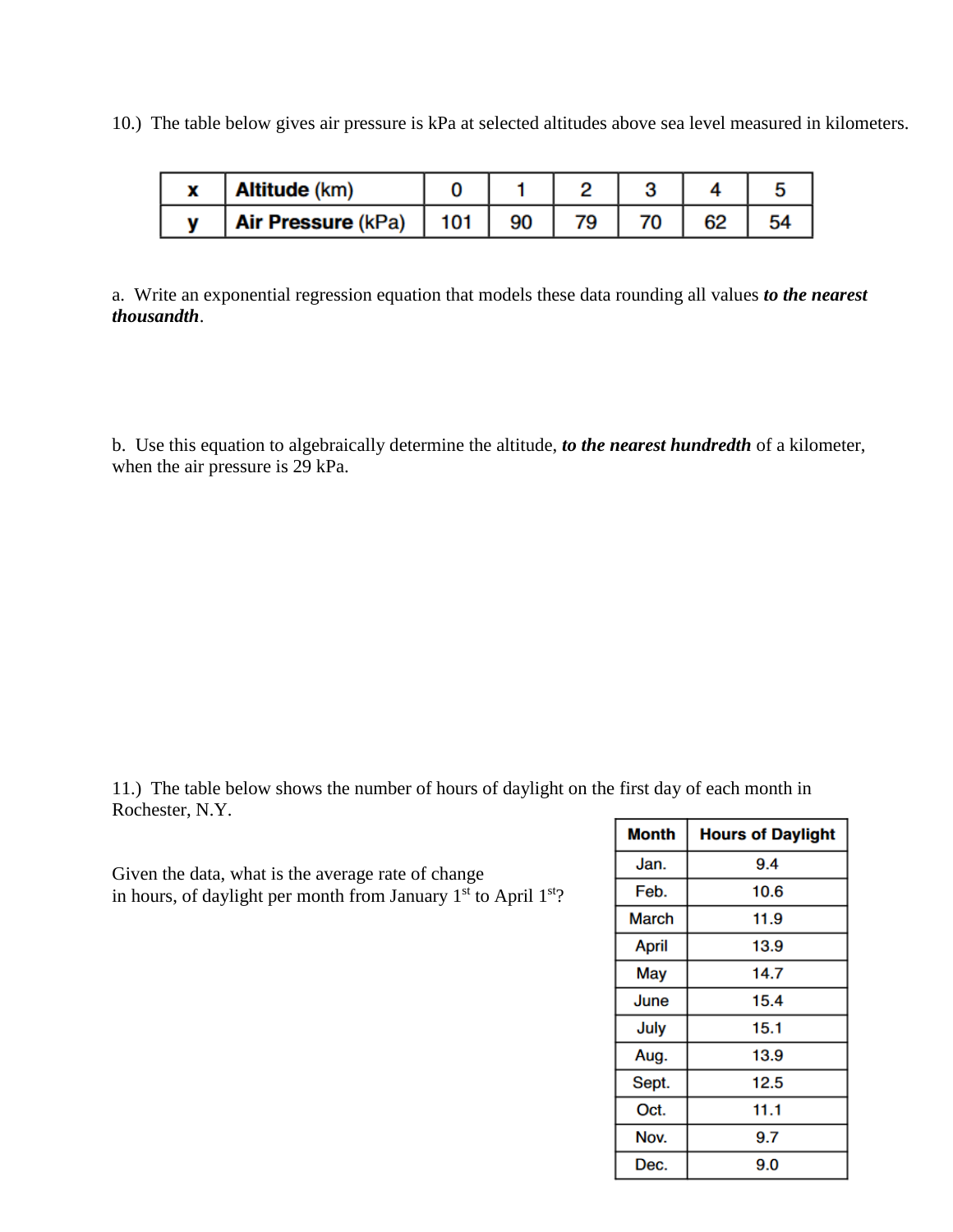10.) The table below gives air pressure is kPa at selected altitudes above sea level measured in kilometers.

| x | Altitude (km) | 0 | 1 | 2 | 3 | 4 | 5 |
|---|---|---|---|---|---|---|---|
| y | Air Pressure (kPa) | 101 | 90 | 79 | 70 | 62 | 54 |

a. Write an exponential regression equation that models these data rounding all values ***to the nearest thousandth***.

b. Use this equation to algebraically determine the altitude, ***to the nearest hundredth*** of a kilometer, when the air pressure is 29 kPa.

11.) The table below shows the number of hours of daylight on the first day of each month in Rochester, N.Y.

Given the data, what is the average rate of change in hours, of daylight per month from January 1st to April 1st?

| Month | Hours of Daylight |
|---|---|
| Jan. | 9.4 |
| Feb. | 10.6 |
| March | 11.9 |
| April | 13.9 |
| May | 14.7 |
| June | 15.4 |
| July | 15.1 |
| Aug. | 13.9 |
| Sept. | 12.5 |
| Oct. | 11.1 |
| Nov. | 9.7 |
| Dec. | 9.0 |